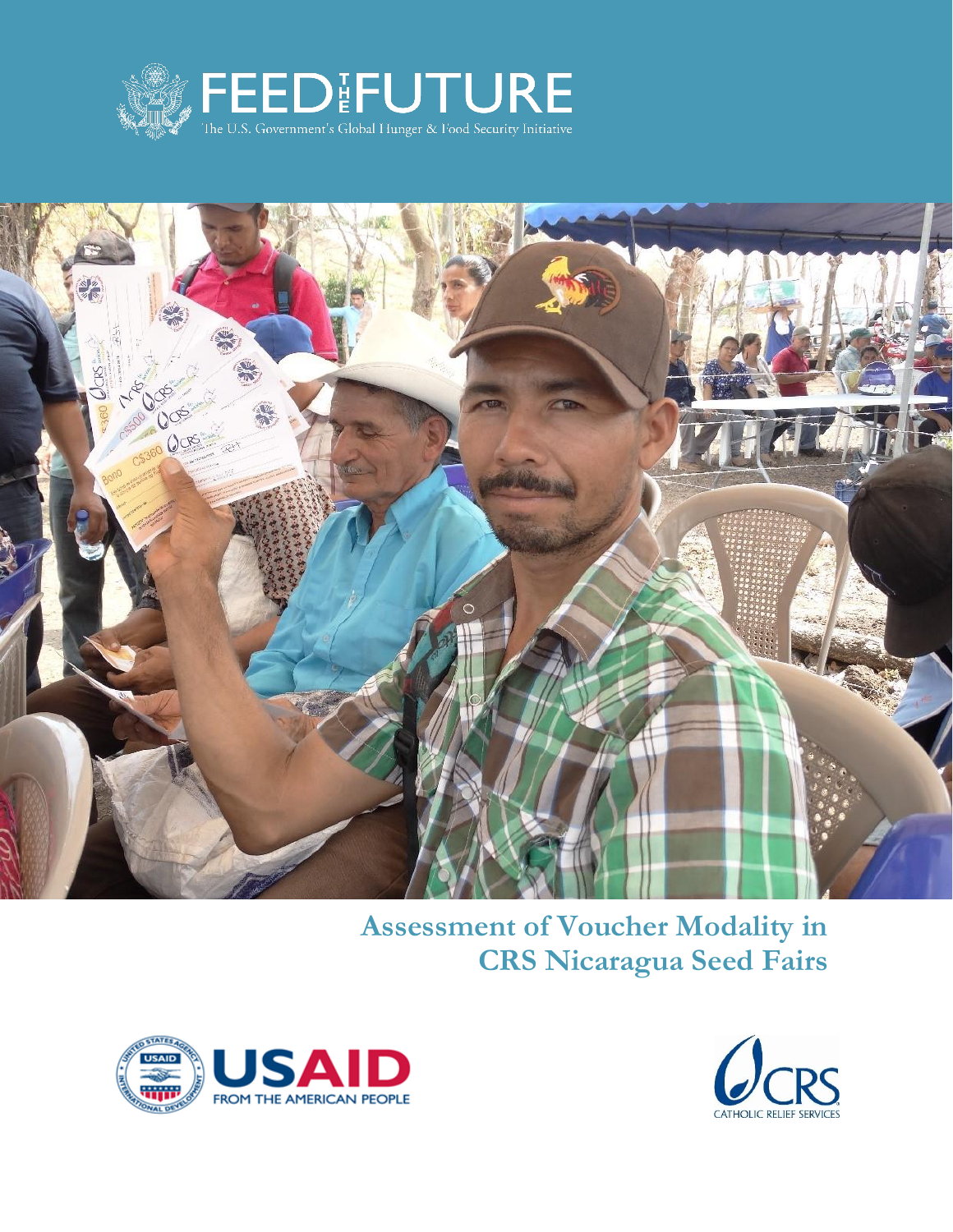FEED THE FUTURE

The U.S. Government's Global Hunger & Food Security Initiative

# Assessment of Voucher Modality in CRS Nicaragua Seed Fairs

USAID FROM THE AMERICAN PEOPLE

CRS CATHOLIC RELIEF SERVICES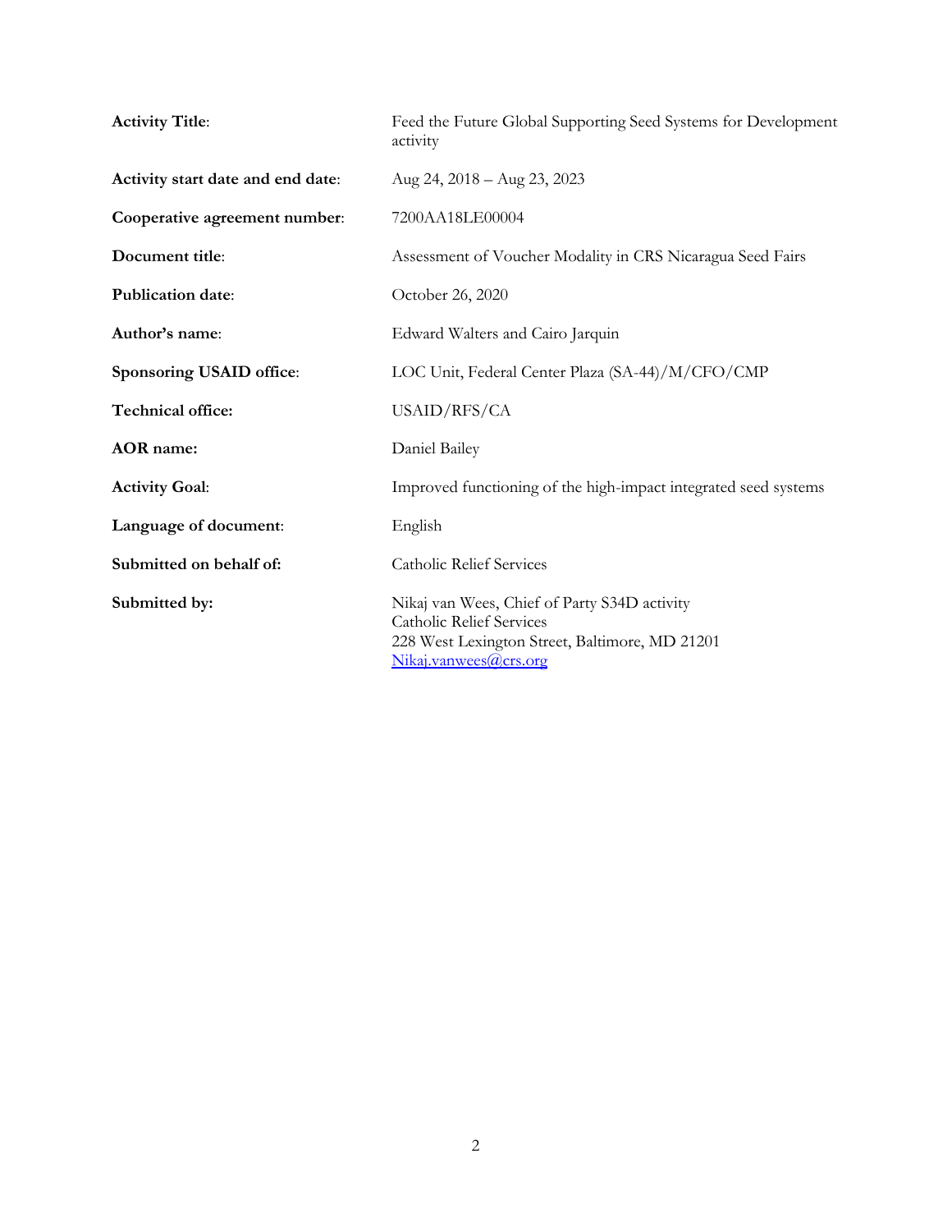| | |
|---|---|
| **Activity Title**: | Feed the Future Global Supporting Seed Systems for Development activity |
| **Activity start date and end date**: | Aug 24, 2018 – Aug 23, 2023 |
| **Cooperative agreement number**: | 7200AA18LE00004 |
| **Document title**: | Assessment of Voucher Modality in CRS Nicaragua Seed Fairs |
| **Publication date**: | October 26, 2020 |
| **Author's name**: | Edward Walters and Cairo Jarquin |
| **Sponsoring USAID office**: | LOC Unit, Federal Center Plaza (SA-44)/M/CFO/CMP |
| **Technical office:** | USAID/RFS/CA |
| **AOR name:** | Daniel Bailey |
| **Activity Goal**: | Improved functioning of the high-impact integrated seed systems |
| **Language of document**: | English |
| **Submitted on behalf of:** | Catholic Relief Services |
| **Submitted by:** | Nikaj van Wees, Chief of Party S34D activity<br>Catholic Relief Services<br>228 West Lexington Street, Baltimore, MD 21201<br>Nikaj.vanwees@crs.org |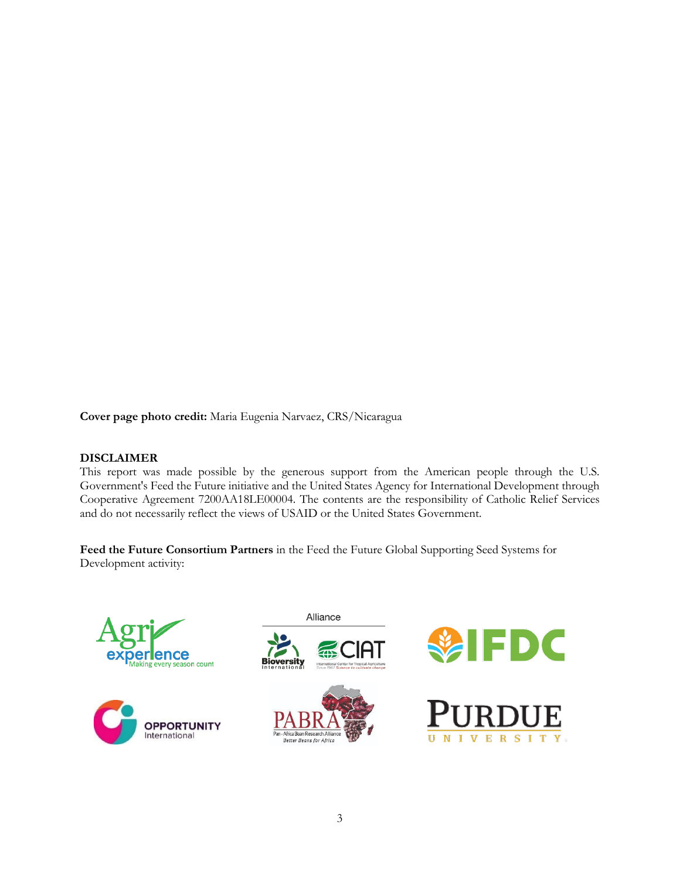**Cover page photo credit:** Maria Eugenia Narvaez, CRS/Nicaragua

**DISCLAIMER**

This report was made possible by the generous support from the American people through the U.S. Government's Feed the Future initiative and the United States Agency for International Development through Cooperative Agreement 7200AA18LE00004. The contents are the responsibility of Catholic Relief Services and do not necessarily reflect the views of USAID or the United States Government.

**Feed the Future Consortium Partners** in the Feed the Future Global Supporting Seed Systems for Development activity: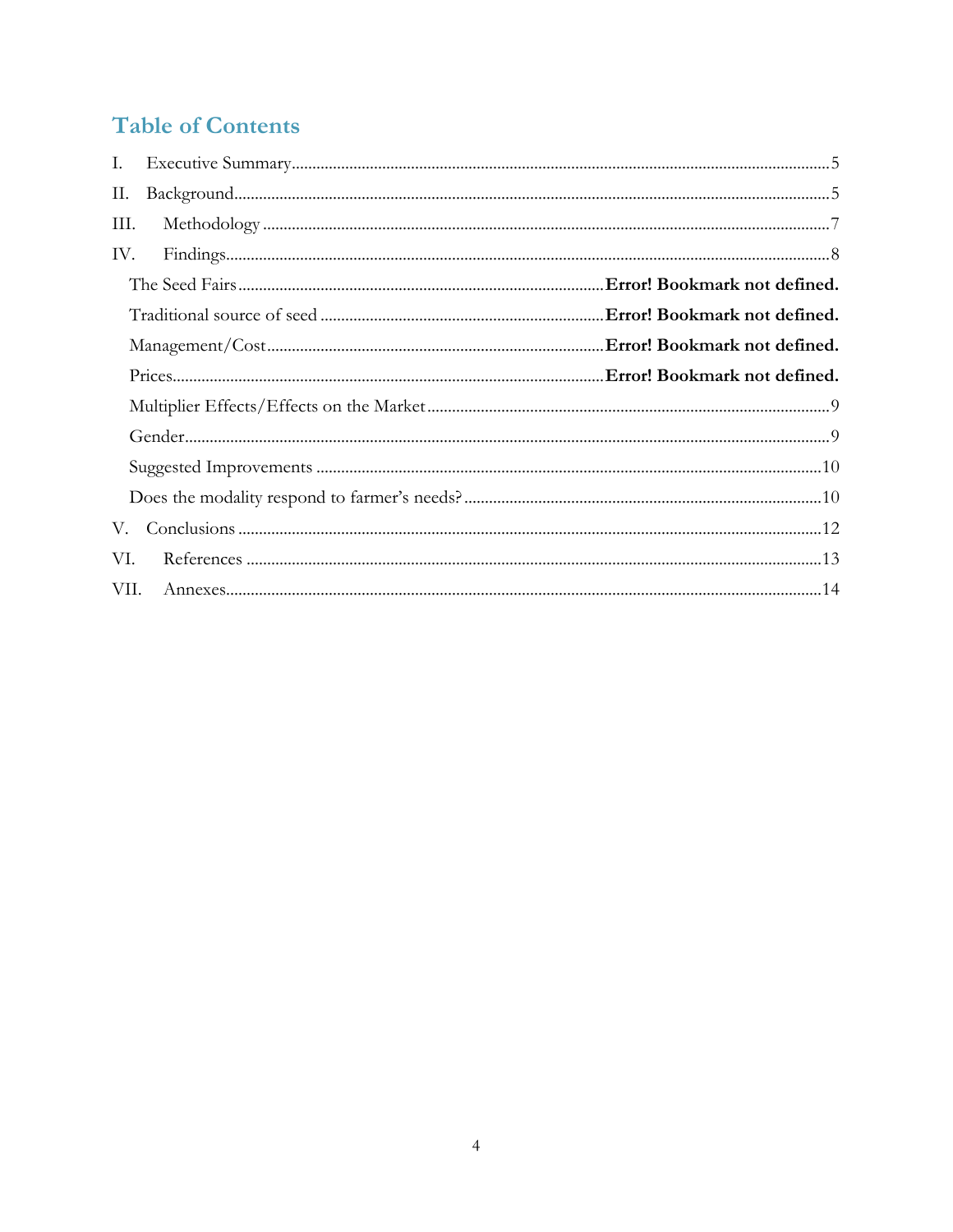# Table of Contents

I. Executive Summary ............................................................ 5

II. Background ............................................................ 5

III. Methodology ............................................................ 7

IV. Findings ............................................................ 8

- The Seed Fairs ............................................................ **Error! Bookmark not defined.**
- Traditional source of seed ............................................................ **Error! Bookmark not defined.**
- Management/Cost ............................................................ **Error! Bookmark not defined.**
- Prices ............................................................ **Error! Bookmark not defined.**
- Multiplier Effects/Effects on the Market ............................................................ 9
- Gender ............................................................ 9
- Suggested Improvements ............................................................ 10
- Does the modality respond to farmer's needs? ............................................................ 10

V. Conclusions ............................................................ 12

VI. References ............................................................ 13

VII. Annexes ............................................................ 14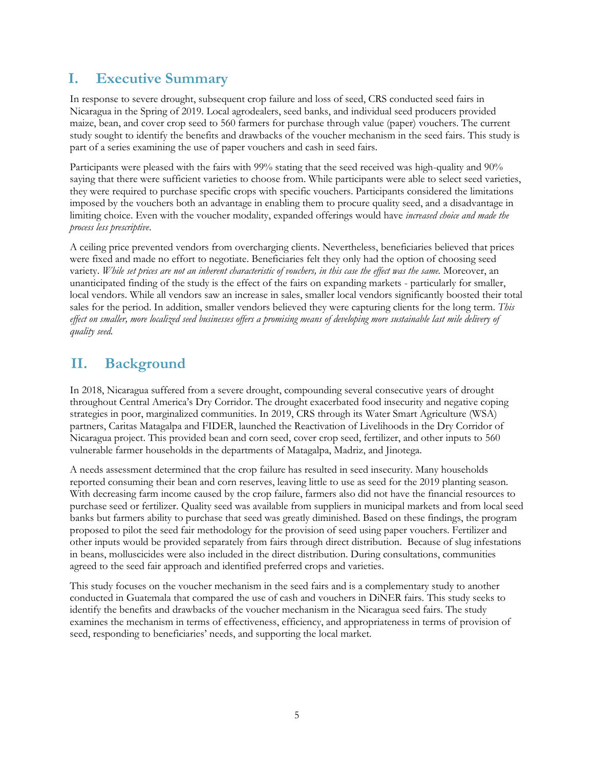# I. Executive Summary

In response to severe drought, subsequent crop failure and loss of seed, CRS conducted seed fairs in Nicaragua in the Spring of 2019. Local agrodealers, seed banks, and individual seed producers provided maize, bean, and cover crop seed to 560 farmers for purchase through value (paper) vouchers. The current study sought to identify the benefits and drawbacks of the voucher mechanism in the seed fairs. This study is part of a series examining the use of paper vouchers and cash in seed fairs.

Participants were pleased with the fairs with 99% stating that the seed received was high-quality and 90% saying that there were sufficient varieties to choose from. While participants were able to select seed varieties, they were required to purchase specific crops with specific vouchers. Participants considered the limitations imposed by the vouchers both an advantage in enabling them to procure quality seed, and a disadvantage in limiting choice. Even with the voucher modality, expanded offerings would have *increased choice and made the process less prescriptive*.

A ceiling price prevented vendors from overcharging clients. Nevertheless, beneficiaries believed that prices were fixed and made no effort to negotiate. Beneficiaries felt they only had the option of choosing seed variety. *While set prices are not an inherent characteristic of vouchers, in this case the effect was the same.* Moreover, an unanticipated finding of the study is the effect of the fairs on expanding markets - particularly for smaller, local vendors. While all vendors saw an increase in sales, smaller local vendors significantly boosted their total sales for the period. In addition, smaller vendors believed they were capturing clients for the long term. *This effect on smaller, more localized seed businesses offers a promising means of developing more sustainable last mile delivery of quality seed.*

# II. Background

In 2018, Nicaragua suffered from a severe drought, compounding several consecutive years of drought throughout Central America's Dry Corridor. The drought exacerbated food insecurity and negative coping strategies in poor, marginalized communities. In 2019, CRS through its Water Smart Agriculture (WSA) partners, Caritas Matagalpa and FIDER, launched the Reactivation of Livelihoods in the Dry Corridor of Nicaragua project. This provided bean and corn seed, cover crop seed, fertilizer, and other inputs to 560 vulnerable farmer households in the departments of Matagalpa, Madriz, and Jinotega.

A needs assessment determined that the crop failure has resulted in seed insecurity. Many households reported consuming their bean and corn reserves, leaving little to use as seed for the 2019 planting season. With decreasing farm income caused by the crop failure, farmers also did not have the financial resources to purchase seed or fertilizer. Quality seed was available from suppliers in municipal markets and from local seed banks but farmers ability to purchase that seed was greatly diminished. Based on these findings, the program proposed to pilot the seed fair methodology for the provision of seed using paper vouchers. Fertilizer and other inputs would be provided separately from fairs through direct distribution. Because of slug infestations in beans, molluscicides were also included in the direct distribution. During consultations, communities agreed to the seed fair approach and identified preferred crops and varieties.

This study focuses on the voucher mechanism in the seed fairs and is a complementary study to another conducted in Guatemala that compared the use of cash and vouchers in DiNER fairs. This study seeks to identify the benefits and drawbacks of the voucher mechanism in the Nicaragua seed fairs. The study examines the mechanism in terms of effectiveness, efficiency, and appropriateness in terms of provision of seed, responding to beneficiaries' needs, and supporting the local market.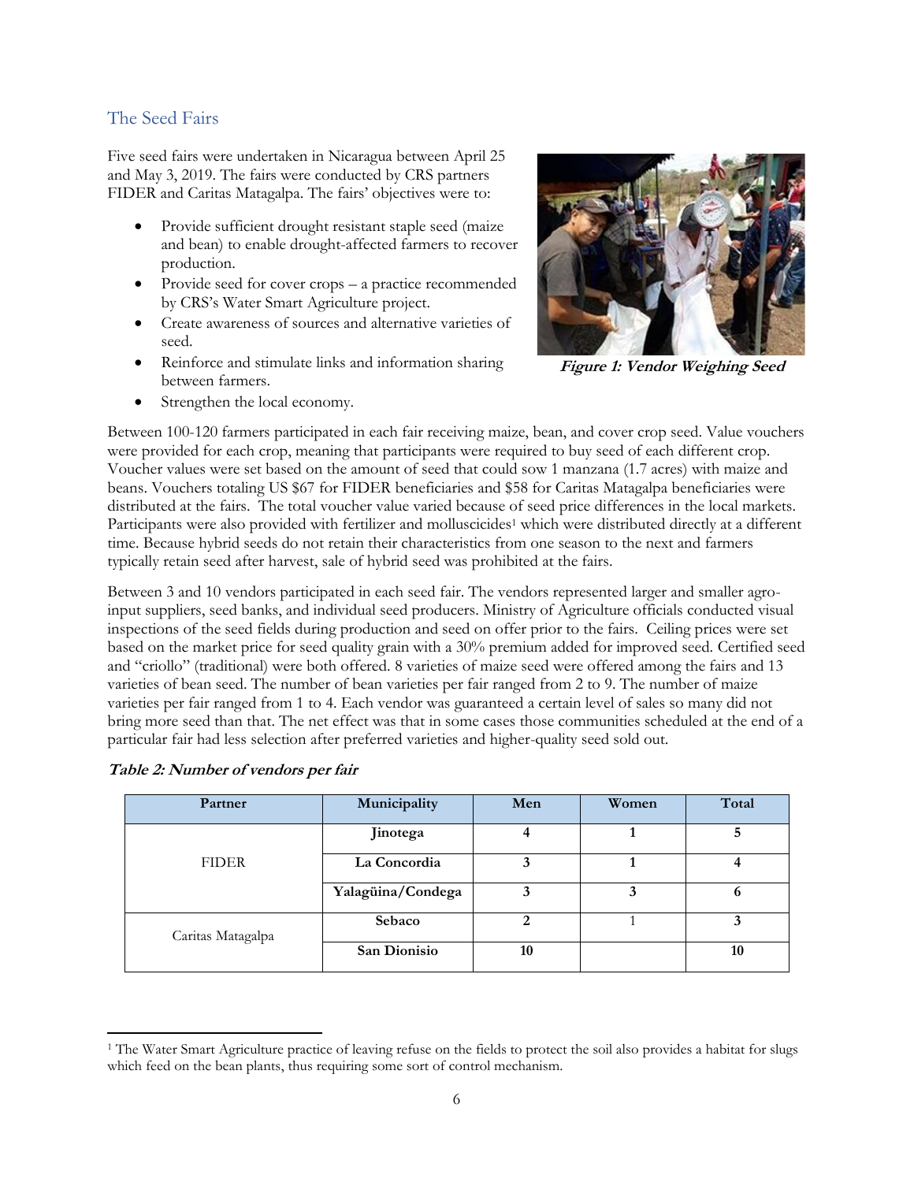## The Seed Fairs

Five seed fairs were undertaken in Nicaragua between April 25 and May 3, 2019. The fairs were conducted by CRS partners FIDER and Caritas Matagalpa. The fairs' objectives were to:

- Provide sufficient drought resistant staple seed (maize and bean) to enable drought-affected farmers to recover production.
- Provide seed for cover crops – a practice recommended by CRS's Water Smart Agriculture project.
- Create awareness of sources and alternative varieties of seed.
- Reinforce and stimulate links and information sharing between farmers.
- Strengthen the local economy.

***Figure 1: Vendor Weighing Seed***

Between 100-120 farmers participated in each fair receiving maize, bean, and cover crop seed. Value vouchers were provided for each crop, meaning that participants were required to buy seed of each different crop. Voucher values were set based on the amount of seed that could sow 1 manzana (1.7 acres) with maize and beans. Vouchers totaling US $67 for FIDER beneficiaries and $58 for Caritas Matagalpa beneficiaries were distributed at the fairs. The total voucher value varied because of seed price differences in the local markets. Participants were also provided with fertilizer and molluscicides[1] which were distributed directly at a different time. Because hybrid seeds do not retain their characteristics from one season to the next and farmers typically retain seed after harvest, sale of hybrid seed was prohibited at the fairs.

Between 3 and 10 vendors participated in each seed fair. The vendors represented larger and smaller agro-input suppliers, seed banks, and individual seed producers. Ministry of Agriculture officials conducted visual inspections of the seed fields during production and seed on offer prior to the fairs. Ceiling prices were set based on the market price for seed quality grain with a 30% premium added for improved seed. Certified seed and "criollo" (traditional) were both offered. 8 varieties of maize seed were offered among the fairs and 13 varieties of bean seed. The number of bean varieties per fair ranged from 2 to 9. The number of maize varieties per fair ranged from 1 to 4. Each vendor was guaranteed a certain level of sales so many did not bring more seed than that. The net effect was that in some cases those communities scheduled at the end of a particular fair had less selection after preferred varieties and higher-quality seed sold out.

***Table 2: Number of vendors per fair***

| Partner | Municipality | Men | Women | Total |
|---|---|---|---|---|
| FIDER | **Jinotega** | **4** | **1** | **5** |
| | **La Concordia** | **3** | **1** | **4** |
| | **Yalagüina/Condega** | **3** | **3** | **6** |
| Caritas Matagalpa | **Sebaco** | **2** | 1 | **3** |
| | **San Dionisio** | **10** | | **10** |

[1] The Water Smart Agriculture practice of leaving refuse on the fields to protect the soil also provides a habitat for slugs which feed on the bean plants, thus requiring some sort of control mechanism.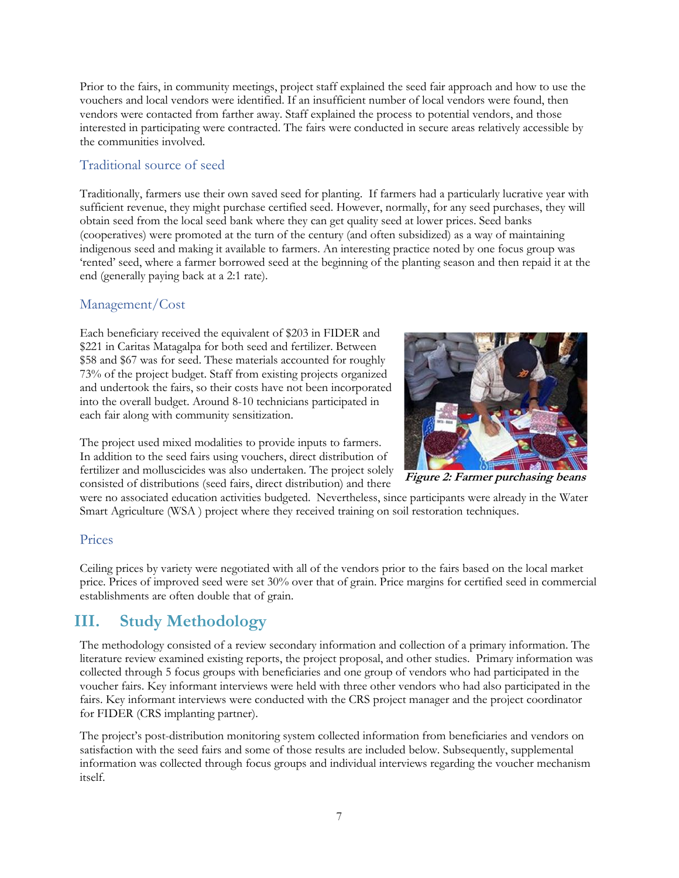Prior to the fairs, in community meetings, project staff explained the seed fair approach and how to use the vouchers and local vendors were identified. If an insufficient number of local vendors were found, then vendors were contacted from farther away. Staff explained the process to potential vendors, and those interested in participating were contracted. The fairs were conducted in secure areas relatively accessible by the communities involved.

### Traditional source of seed

Traditionally, farmers use their own saved seed for planting. If farmers had a particularly lucrative year with sufficient revenue, they might purchase certified seed. However, normally, for any seed purchases, they will obtain seed from the local seed bank where they can get quality seed at lower prices. Seed banks (cooperatives) were promoted at the turn of the century (and often subsidized) as a way of maintaining indigenous seed and making it available to farmers. An interesting practice noted by one focus group was 'rented' seed, where a farmer borrowed seed at the beginning of the planting season and then repaid it at the end (generally paying back at a 2:1 rate).

### Management/Cost

Each beneficiary received the equivalent of $203 in FIDER and $221 in Caritas Matagalpa for both seed and fertilizer. Between $58 and $67 was for seed. These materials accounted for roughly 73% of the project budget. Staff from existing projects organized and undertook the fairs, so their costs have not been incorporated into the overall budget. Around 8-10 technicians participated in each fair along with community sensitization.

***Figure 2: Farmer purchasing beans***

The project used mixed modalities to provide inputs to farmers. In addition to the seed fairs using vouchers, direct distribution of fertilizer and molluscicides was also undertaken. The project solely consisted of distributions (seed fairs, direct distribution) and there were no associated education activities budgeted. Nevertheless, since participants were already in the Water Smart Agriculture (WSA ) project where they received training on soil restoration techniques.

### Prices

Ceiling prices by variety were negotiated with all of the vendors prior to the fairs based on the local market price. Prices of improved seed were set 30% over that of grain. Price margins for certified seed in commercial establishments are often double that of grain.

## III. Study Methodology

The methodology consisted of a review secondary information and collection of a primary information. The literature review examined existing reports, the project proposal, and other studies. Primary information was collected through 5 focus groups with beneficiaries and one group of vendors who had participated in the voucher fairs. Key informant interviews were held with three other vendors who had also participated in the fairs. Key informant interviews were conducted with the CRS project manager and the project coordinator for FIDER (CRS implanting partner).

The project's post-distribution monitoring system collected information from beneficiaries and vendors on satisfaction with the seed fairs and some of those results are included below. Subsequently, supplemental information was collected through focus groups and individual interviews regarding the voucher mechanism itself.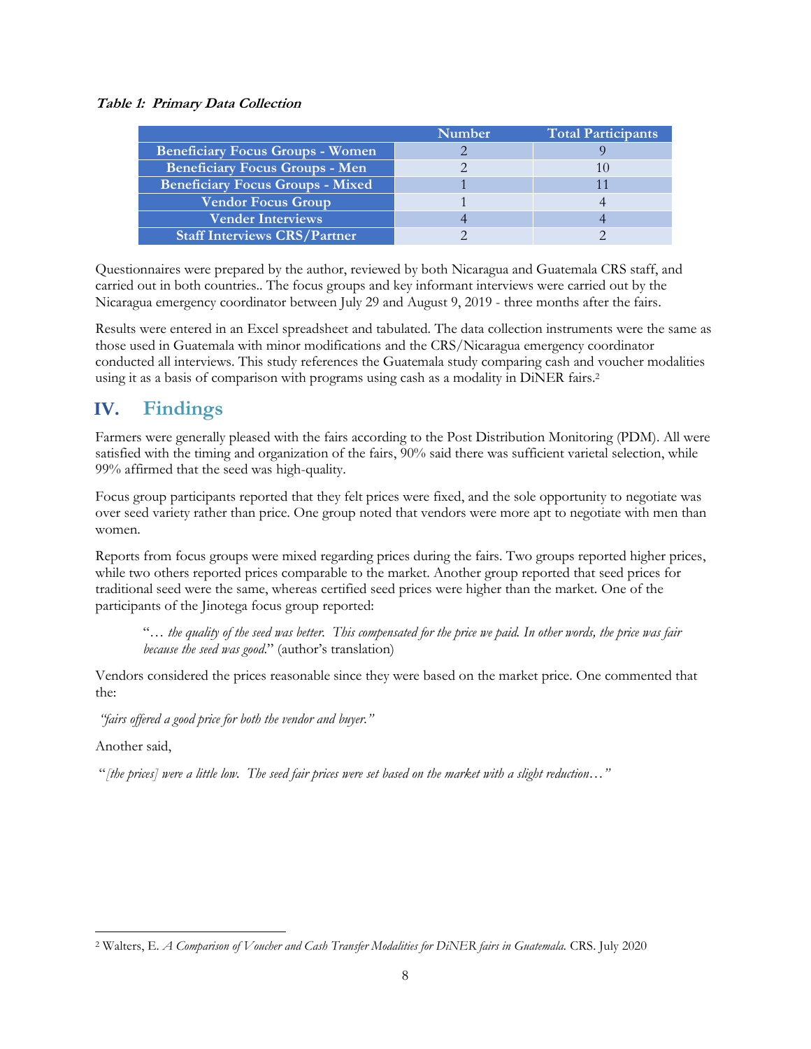***Table 1: Primary Data Collection***

| | Number | Total Participants |
|---|---|---|
| Beneficiary Focus Groups - Women | 2 | 9 |
| Beneficiary Focus Groups - Men | 2 | 10 |
| Beneficiary Focus Groups - Mixed | 1 | 11 |
| Vendor Focus Group | 1 | 4 |
| Vender Interviews | 4 | 4 |
| Staff Interviews CRS/Partner | 2 | 2 |

Questionnaires were prepared by the author, reviewed by both Nicaragua and Guatemala CRS staff, and carried out in both countries.. The focus groups and key informant interviews were carried out by the Nicaragua emergency coordinator between July 29 and August 9, 2019 - three months after the fairs.

Results were entered in an Excel spreadsheet and tabulated. The data collection instruments were the same as those used in Guatemala with minor modifications and the CRS/Nicaragua emergency coordinator conducted all interviews. This study references the Guatemala study comparing cash and voucher modalities using it as a basis of comparison with programs using cash as a modality in DiNER fairs.[2]

## IV. Findings

Farmers were generally pleased with the fairs according to the Post Distribution Monitoring (PDM). All were satisfied with the timing and organization of the fairs, 90% said there was sufficient varietal selection, while 99% affirmed that the seed was high-quality.

Focus group participants reported that they felt prices were fixed, and the sole opportunity to negotiate was over seed variety rather than price. One group noted that vendors were more apt to negotiate with men than women.

Reports from focus groups were mixed regarding prices during the fairs. Two groups reported higher prices, while two others reported prices comparable to the market. Another group reported that seed prices for traditional seed were the same, whereas certified seed prices were higher than the market. One of the participants of the Jinotega focus group reported:

> "*… the quality of the seed was better. This compensated for the price we paid. In other words, the price was fair because the seed was good.*" (author's translation)

Vendors considered the prices reasonable since they were based on the market price. One commented that the:

*"fairs offered a good price for both the vendor and buyer."*

Another said,

"*[the prices] were a little low. The seed fair prices were set based on the market with a slight reduction…"*

---

[2] Walters, E. *A Comparison of Voucher and Cash Transfer Modalities for DiNER fairs in Guatemala.* CRS. July 2020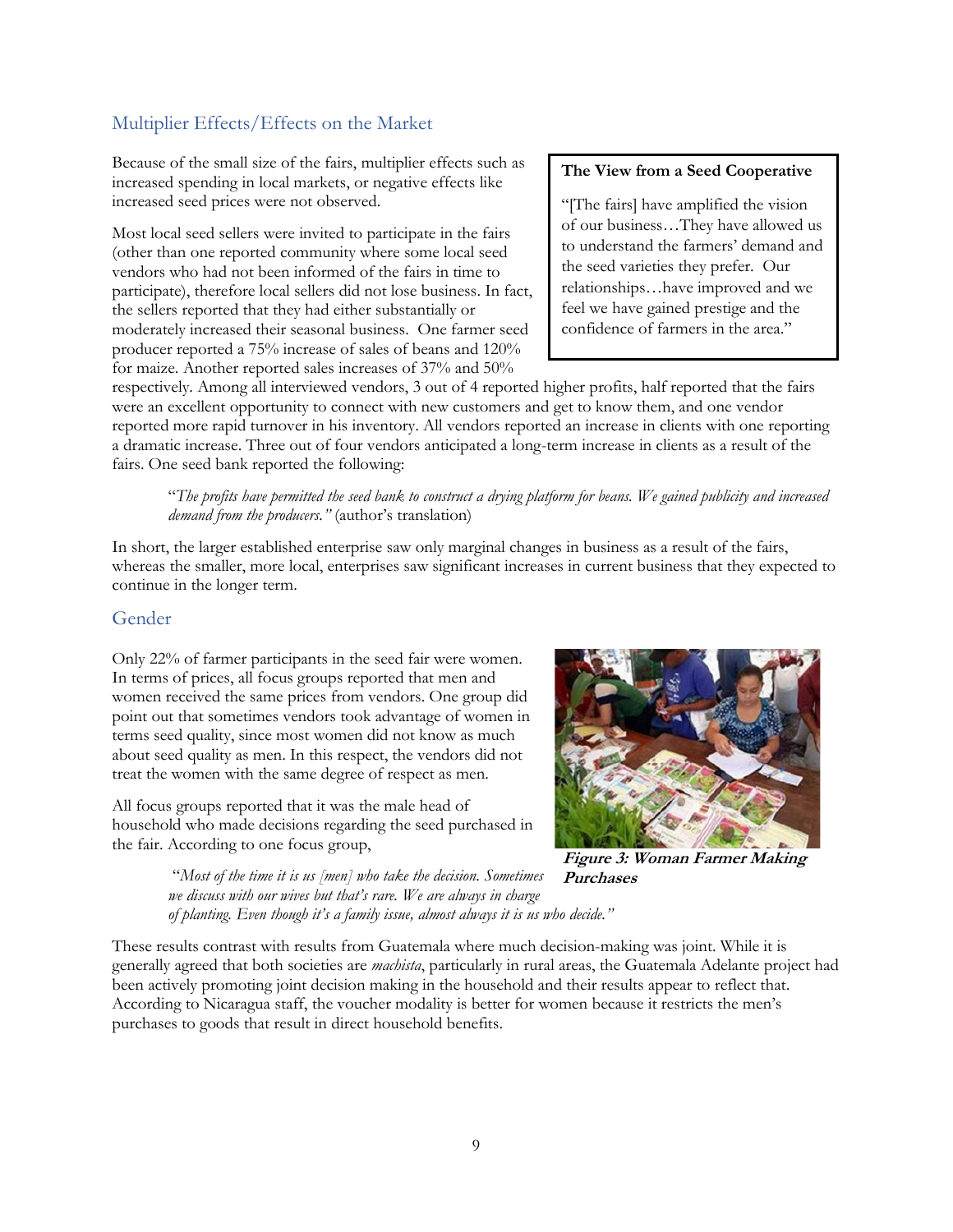## Multiplier Effects/Effects on the Market

Because of the small size of the fairs, multiplier effects such as increased spending in local markets, or negative effects like increased seed prices were not observed.

Most local seed sellers were invited to participate in the fairs (other than one reported community where some local seed vendors who had not been informed of the fairs in time to participate), therefore local sellers did not lose business. In fact, the sellers reported that they had either substantially or moderately increased their seasonal business. One farmer seed producer reported a 75% increase of sales of beans and 120% for maize. Another reported sales increases of 37% and 50% respectively. Among all interviewed vendors, 3 out of 4 reported higher profits, half reported that the fairs were an excellent opportunity to connect with new customers and get to know them, and one vendor reported more rapid turnover in his inventory. All vendors reported an increase in clients with one reporting a dramatic increase. Three out of four vendors anticipated a long-term increase in clients as a result of the fairs. One seed bank reported the following:

> "*The profits have permitted the seed bank to construct a drying platform for beans. We gained publicity and increased demand from the producers."* (author's translation)

**The View from a Seed Cooperative**

"[The fairs] have amplified the vision of our business…They have allowed us to understand the farmers' demand and the seed varieties they prefer. Our relationships…have improved and we feel we have gained prestige and the confidence of farmers in the area."

In short, the larger established enterprise saw only marginal changes in business as a result of the fairs, whereas the smaller, more local, enterprises saw significant increases in current business that they expected to continue in the longer term.

## Gender

Only 22% of farmer participants in the seed fair were women. In terms of prices, all focus groups reported that men and women received the same prices from vendors. One group did point out that sometimes vendors took advantage of women in terms seed quality, since most women did not know as much about seed quality as men. In this respect, the vendors did not treat the women with the same degree of respect as men.

All focus groups reported that it was the male head of household who made decisions regarding the seed purchased in the fair. According to one focus group,

> "*Most of the time it is us [men] who take the decision. Sometimes we discuss with our wives but that's rare. We are always in charge of planting. Even though it's a family issue, almost always it is us who decide."*

***Figure 3: Woman Farmer Making Purchases***

These results contrast with results from Guatemala where much decision-making was joint. While it is generally agreed that both societies are *machista*, particularly in rural areas, the Guatemala Adelante project had been actively promoting joint decision making in the household and their results appear to reflect that. According to Nicaragua staff, the voucher modality is better for women because it restricts the men's purchases to goods that result in direct household benefits.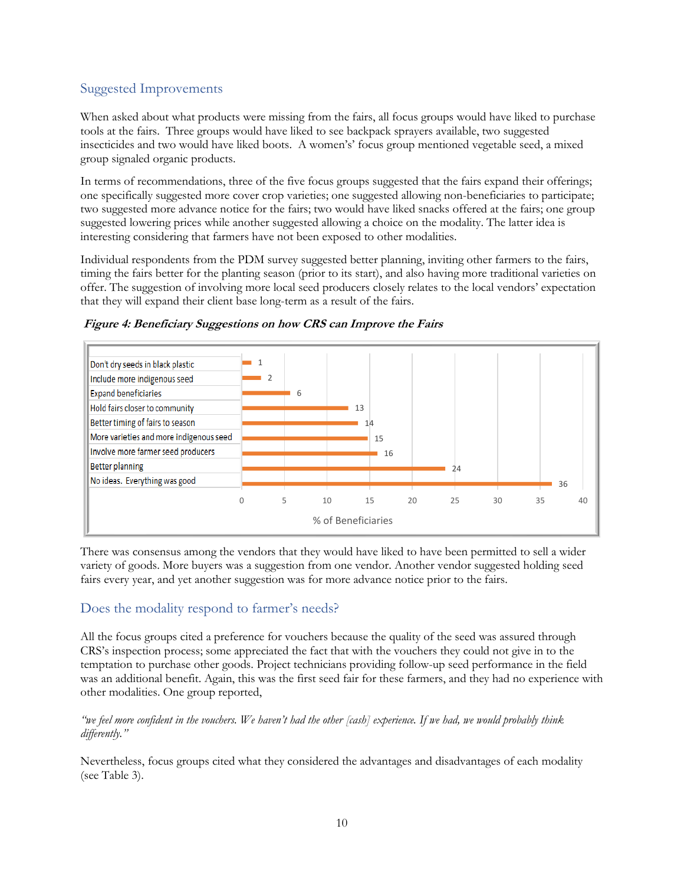## Suggested Improvements

When asked about what products were missing from the fairs, all focus groups would have liked to purchase tools at the fairs. Three groups would have liked to see backpack sprayers available, two suggested insecticides and two would have liked boots. A women's' focus group mentioned vegetable seed, a mixed group signaled organic products.

In terms of recommendations, three of the five focus groups suggested that the fairs expand their offerings; one specifically suggested more cover crop varieties; one suggested allowing non-beneficiaries to participate; two suggested more advance notice for the fairs; two would have liked snacks offered at the fairs; one group suggested lowering prices while another suggested allowing a choice on the modality. The latter idea is interesting considering that farmers have not been exposed to other modalities.

Individual respondents from the PDM survey suggested better planning, inviting other farmers to the fairs, timing the fairs better for the planting season (prior to its start), and also having more traditional varieties on offer. The suggestion of involving more local seed producers closely relates to the local vendors' expectation that they will expand their client base long-term as a result of the fairs.

***Figure 4: Beneficiary Suggestions on how CRS can Improve the Fairs***

| Suggestion | % of Beneficiaries |
|---|---|
| Don't dry seeds in black plastic | 1 |
| Include more indigenous seed | 2 |
| Expand beneficiaries | 6 |
| Hold fairs closer to community | 13 |
| Better timing of fairs to season | 14 |
| More varieties and more indigenous seed | 15 |
| Involve more farmer seed producers | 16 |
| Better planning | 24 |
| No ideas. Everything was good | 36 |

There was consensus among the vendors that they would have liked to have been permitted to sell a wider variety of goods. More buyers was a suggestion from one vendor. Another vendor suggested holding seed fairs every year, and yet another suggestion was for more advance notice prior to the fairs.

## Does the modality respond to farmer's needs?

All the focus groups cited a preference for vouchers because the quality of the seed was assured through CRS's inspection process; some appreciated the fact that with the vouchers they could not give in to the temptation to purchase other goods. Project technicians providing follow-up seed performance in the field was an additional benefit. Again, this was the first seed fair for these farmers, and they had no experience with other modalities. One group reported,

*"we feel more confident in the vouchers. We haven't had the other [cash] experience. If we had, we would probably think differently."*

Nevertheless, focus groups cited what they considered the advantages and disadvantages of each modality (see Table 3).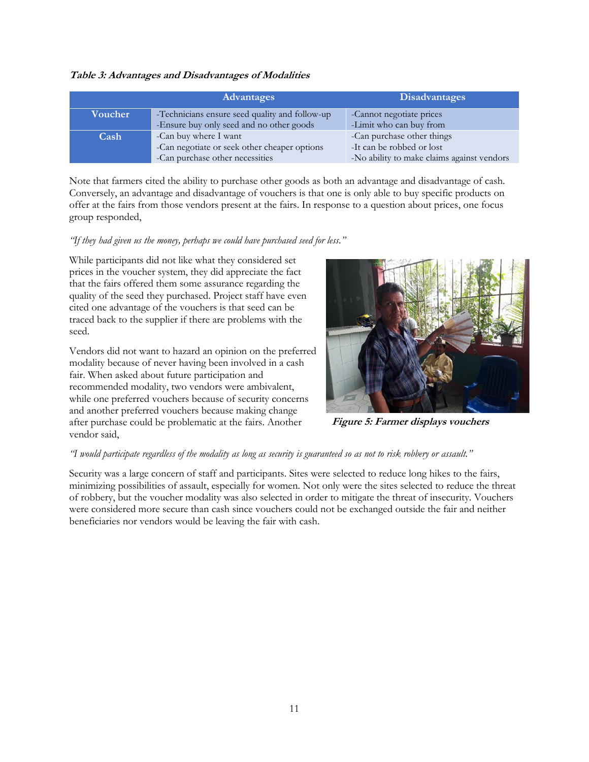***Table 3: Advantages and Disadvantages of Modalities***

| | Advantages | Disadvantages |
|---|---|---|
| **Voucher** | -Technicians ensure seed quality and follow-up<br>-Ensure buy only seed and no other goods | -Cannot negotiate prices<br>-Limit who can buy from |
| **Cash** | -Can buy where I want<br>-Can negotiate or seek other cheaper options<br>-Can purchase other necessities | -Can purchase other things<br>-It can be robbed or lost<br>-No ability to make claims against vendors |

Note that farmers cited the ability to purchase other goods as both an advantage and disadvantage of cash. Conversely, an advantage and disadvantage of vouchers is that one is only able to buy specific products on offer at the fairs from those vendors present at the fairs. In response to a question about prices, one focus group responded,

*"If they had given us the money, perhaps we could have purchased seed for less."*

While participants did not like what they considered set prices in the voucher system, they did appreciate the fact that the fairs offered them some assurance regarding the quality of the seed they purchased. Project staff have even cited one advantage of the vouchers is that seed can be traced back to the supplier if there are problems with the seed.

Vendors did not want to hazard an opinion on the preferred modality because of never having been involved in a cash fair. When asked about future participation and recommended modality, two vendors were ambivalent, while one preferred vouchers because of security concerns and another preferred vouchers because making change after purchase could be problematic at the fairs. Another vendor said,

***Figure 5: Farmer displays vouchers***

*"I would participate regardless of the modality as long as security is guaranteed so as not to risk robbery or assault."*

Security was a large concern of staff and participants. Sites were selected to reduce long hikes to the fairs, minimizing possibilities of assault, especially for women. Not only were the sites selected to reduce the threat of robbery, but the voucher modality was also selected in order to mitigate the threat of insecurity. Vouchers were considered more secure than cash since vouchers could not be exchanged outside the fair and neither beneficiaries nor vendors would be leaving the fair with cash.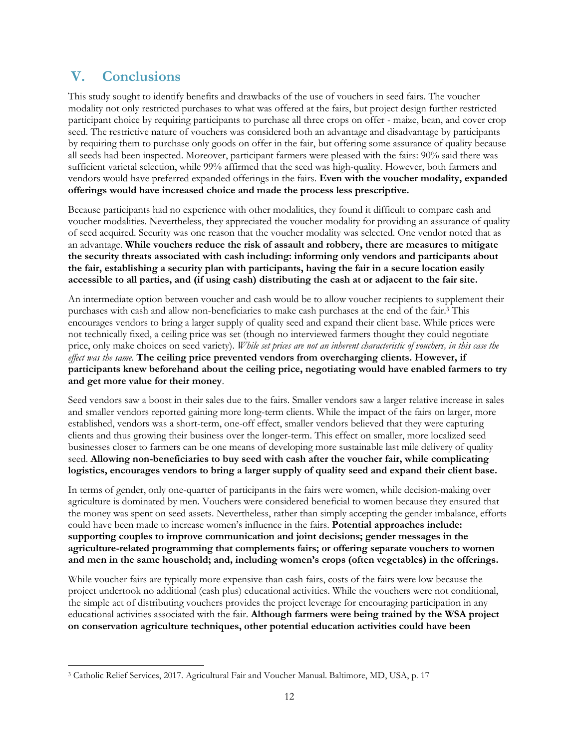## V. Conclusions

This study sought to identify benefits and drawbacks of the use of vouchers in seed fairs. The voucher modality not only restricted purchases to what was offered at the fairs, but project design further restricted participant choice by requiring participants to purchase all three crops on offer - maize, bean, and cover crop seed. The restrictive nature of vouchers was considered both an advantage and disadvantage by participants by requiring them to purchase only goods on offer in the fair, but offering some assurance of quality because all seeds had been inspected. Moreover, participant farmers were pleased with the fairs: 90% said there was sufficient varietal selection, while 99% affirmed that the seed was high-quality. However, both farmers and vendors would have preferred expanded offerings in the fairs. **Even with the voucher modality, expanded offerings would have increased choice and made the process less prescriptive.**

Because participants had no experience with other modalities, they found it difficult to compare cash and voucher modalities. Nevertheless, they appreciated the voucher modality for providing an assurance of quality of seed acquired. Security was one reason that the voucher modality was selected. One vendor noted that as an advantage. **While vouchers reduce the risk of assault and robbery, there are measures to mitigate the security threats associated with cash including: informing only vendors and participants about the fair, establishing a security plan with participants, having the fair in a secure location easily accessible to all parties, and (if using cash) distributing the cash at or adjacent to the fair site.**

An intermediate option between voucher and cash would be to allow voucher recipients to supplement their purchases with cash and allow non-beneficiaries to make cash purchases at the end of the fair.[3] This encourages vendors to bring a larger supply of quality seed and expand their client base. While prices were not technically fixed, a ceiling price was set (though no interviewed farmers thought they could negotiate price, only make choices on seed variety). *While set prices are not an inherent characteristic of vouchers, in this case the effect was the same.* **The ceiling price prevented vendors from overcharging clients. However, if participants knew beforehand about the ceiling price, negotiating would have enabled farmers to try and get more value for their money**.

Seed vendors saw a boost in their sales due to the fairs. Smaller vendors saw a larger relative increase in sales and smaller vendors reported gaining more long-term clients. While the impact of the fairs on larger, more established, vendors was a short-term, one-off effect, smaller vendors believed that they were capturing clients and thus growing their business over the longer-term. This effect on smaller, more localized seed businesses closer to farmers can be one means of developing more sustainable last mile delivery of quality seed. **Allowing non-beneficiaries to buy seed with cash after the voucher fair, while complicating logistics, encourages vendors to bring a larger supply of quality seed and expand their client base.**

In terms of gender, only one-quarter of participants in the fairs were women, while decision-making over agriculture is dominated by men. Vouchers were considered beneficial to women because they ensured that the money was spent on seed assets. Nevertheless, rather than simply accepting the gender imbalance, efforts could have been made to increase women's influence in the fairs. **Potential approaches include: supporting couples to improve communication and joint decisions; gender messages in the agriculture-related programming that complements fairs; or offering separate vouchers to women and men in the same household; and, including women's crops (often vegetables) in the offerings.**

While voucher fairs are typically more expensive than cash fairs, costs of the fairs were low because the project undertook no additional (cash plus) educational activities. While the vouchers were not conditional, the simple act of distributing vouchers provides the project leverage for encouraging participation in any educational activities associated with the fair. **Although farmers were being trained by the WSA project on conservation agriculture techniques, other potential education activities could have been**

---

[3] Catholic Relief Services, 2017. Agricultural Fair and Voucher Manual. Baltimore, MD, USA, p. 17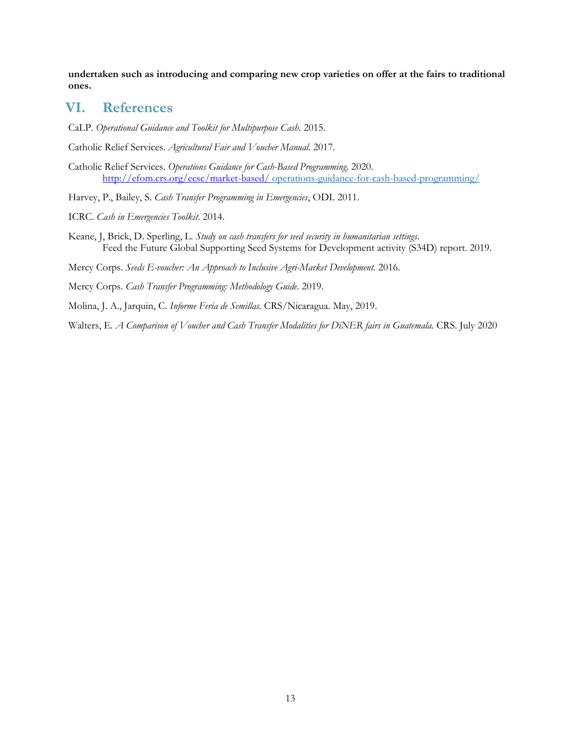**undertaken such as introducing and comparing new crop varieties on offer at the fairs to traditional ones.**

## VI. References

CaLP. *Operational Guidance and Toolkit for Multipurpose Cash*. 2015.

Catholic Relief Services. *Agricultural Fair and Voucher Manual*. 2017.

Catholic Relief Services. *Operations Guidance for Cash-Based Programming.* 2020. http://efom.crs.org/ecsc/market-based/ operations-guidance-for-cash-based-programming/

Harvey, P., Bailey, S. *Cash Transfer Programming in Emergencies*, ODI. 2011.

ICRC. *Cash in Emergencies Toolkit*. 2014.

Keane, J, Brick, D. Sperling, L. *Study on cash transfers for seed security in humanitarian settings*. Feed the Future Global Supporting Seed Systems for Development activity (S34D) report. 2019.

Mercy Corps. *Seeds E-voucher: An Approach to Inclusive Agri-Market Development.* 2016.

Mercy Corps. *Cash Transfer Programming: Methodology Guide.* 2019.

Molina, J. A., Jarquin, C. *Informe Feria de Semillas.* CRS/Nicaragua. May, 2019.

Walters, E. *A Comparison of Voucher and Cash Transfer Modalities for DiNER fairs in Guatemala.* CRS. July 2020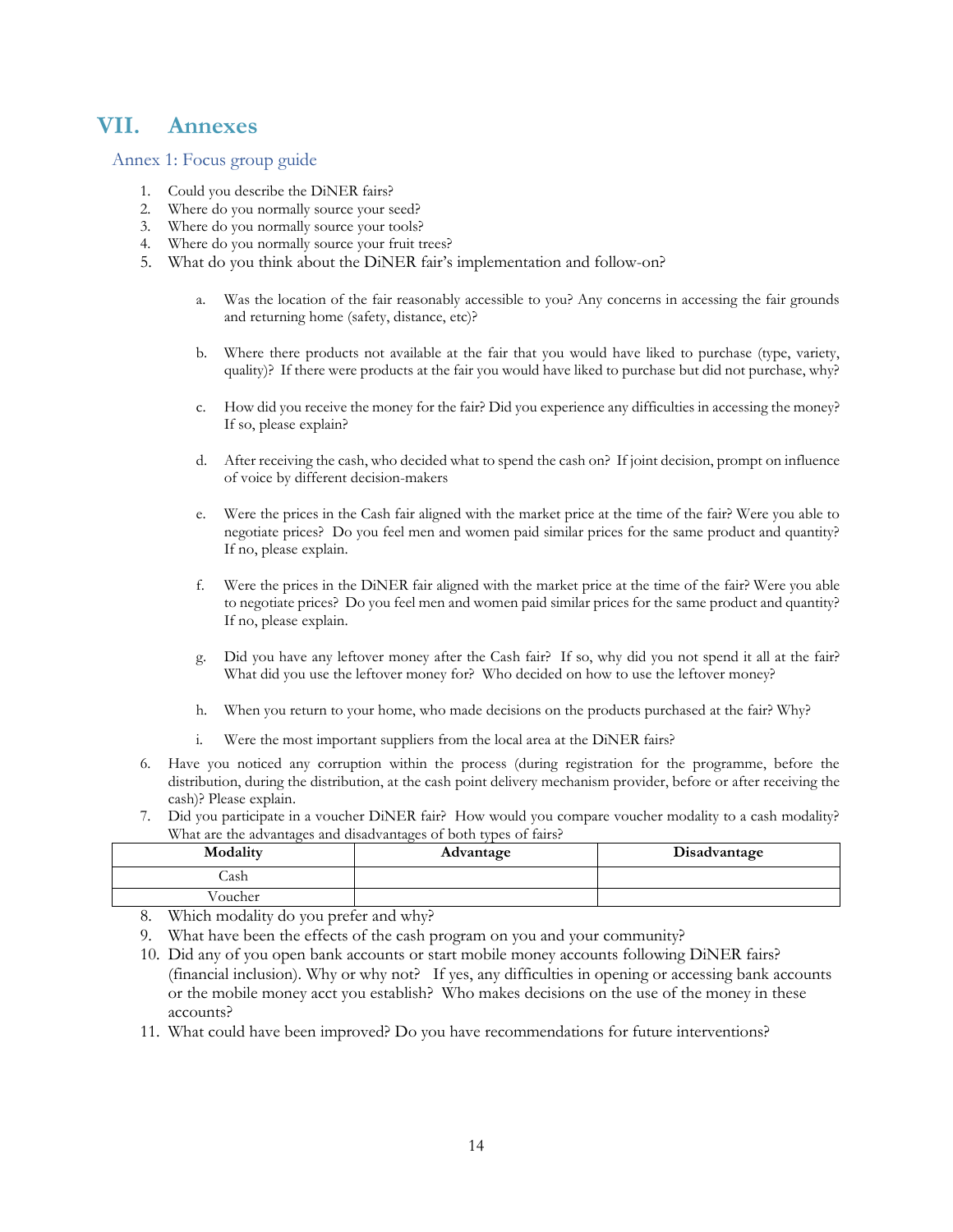# VII. Annexes

## Annex 1: Focus group guide

1. Could you describe the DiNER fairs?
2. Where do you normally source your seed?
3. Where do you normally source your tools?
4. Where do you normally source your fruit trees?
5. What do you think about the DiNER fair's implementation and follow-on?

   a. Was the location of the fair reasonably accessible to you? Any concerns in accessing the fair grounds and returning home (safety, distance, etc)?

   b. Where there products not available at the fair that you would have liked to purchase (type, variety, quality)? If there were products at the fair you would have liked to purchase but did not purchase, why?

   c. How did you receive the money for the fair? Did you experience any difficulties in accessing the money? If so, please explain?

   d. After receiving the cash, who decided what to spend the cash on? If joint decision, prompt on influence of voice by different decision-makers

   e. Were the prices in the Cash fair aligned with the market price at the time of the fair? Were you able to negotiate prices? Do you feel men and women paid similar prices for the same product and quantity? If no, please explain.

   f. Were the prices in the DiNER fair aligned with the market price at the time of the fair? Were you able to negotiate prices? Do you feel men and women paid similar prices for the same product and quantity? If no, please explain.

   g. Did you have any leftover money after the Cash fair? If so, why did you not spend it all at the fair? What did you use the leftover money for? Who decided on how to use the leftover money?

   h. When you return to your home, who made decisions on the products purchased at the fair? Why?

   i. Were the most important suppliers from the local area at the DiNER fairs?

6. Have you noticed any corruption within the process (during registration for the programme, before the distribution, during the distribution, at the cash point delivery mechanism provider, before or after receiving the cash)? Please explain.
7. Did you participate in a voucher DiNER fair? How would you compare voucher modality to a cash modality? What are the advantages and disadvantages of both types of fairs?

| Modality | Advantage | Disadvantage |
|---|---|---|
| Cash | | |
| Voucher | | |

8. Which modality do you prefer and why?
9. What have been the effects of the cash program on you and your community?
10. Did any of you open bank accounts or start mobile money accounts following DiNER fairs? (financial inclusion). Why or why not? If yes, any difficulties in opening or accessing bank accounts or the mobile money acct you establish? Who makes decisions on the use of the money in these accounts?
11. What could have been improved? Do you have recommendations for future interventions?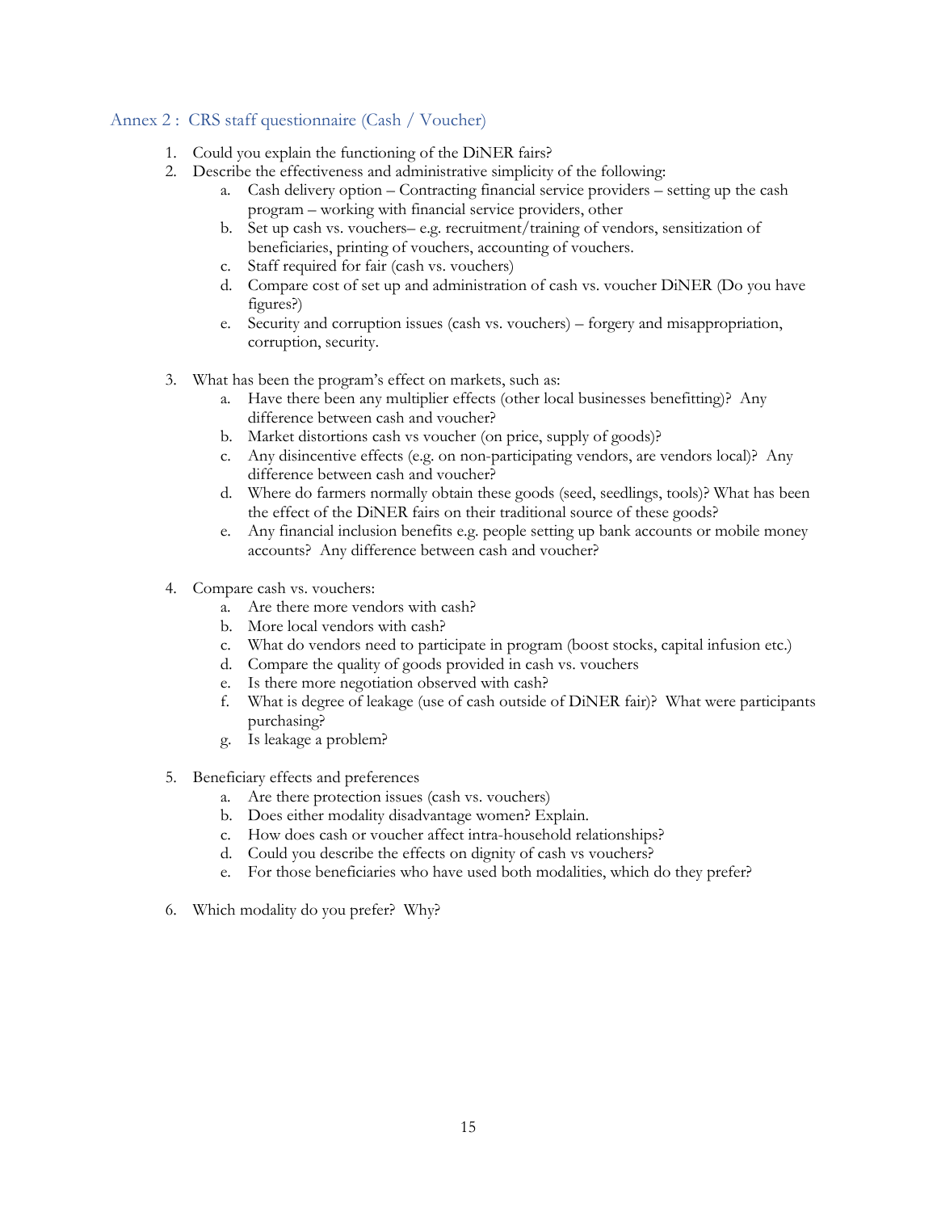## Annex 2 : CRS staff questionnaire (Cash / Voucher)

1. Could you explain the functioning of the DiNER fairs?
2. Describe the effectiveness and administrative simplicity of the following:
   a. Cash delivery option – Contracting financial service providers – setting up the cash program – working with financial service providers, other
   b. Set up cash vs. vouchers– e.g. recruitment/training of vendors, sensitization of beneficiaries, printing of vouchers, accounting of vouchers.
   c. Staff required for fair (cash vs. vouchers)
   d. Compare cost of set up and administration of cash vs. voucher DiNER (Do you have figures?)
   e. Security and corruption issues (cash vs. vouchers) – forgery and misappropriation, corruption, security.

3. What has been the program's effect on markets, such as:
   a. Have there been any multiplier effects (other local businesses benefitting)? Any difference between cash and voucher?
   b. Market distortions cash vs voucher (on price, supply of goods)?
   c. Any disincentive effects (e.g. on non-participating vendors, are vendors local)? Any difference between cash and voucher?
   d. Where do farmers normally obtain these goods (seed, seedlings, tools)? What has been the effect of the DiNER fairs on their traditional source of these goods?
   e. Any financial inclusion benefits e.g. people setting up bank accounts or mobile money accounts? Any difference between cash and voucher?

4. Compare cash vs. vouchers:
   a. Are there more vendors with cash?
   b. More local vendors with cash?
   c. What do vendors need to participate in program (boost stocks, capital infusion etc.)
   d. Compare the quality of goods provided in cash vs. vouchers
   e. Is there more negotiation observed with cash?
   f. What is degree of leakage (use of cash outside of DiNER fair)? What were participants purchasing?
   g. Is leakage a problem?

5. Beneficiary effects and preferences
   a. Are there protection issues (cash vs. vouchers)
   b. Does either modality disadvantage women? Explain.
   c. How does cash or voucher affect intra-household relationships?
   d. Could you describe the effects on dignity of cash vs vouchers?
   e. For those beneficiaries who have used both modalities, which do they prefer?

6. Which modality do you prefer? Why?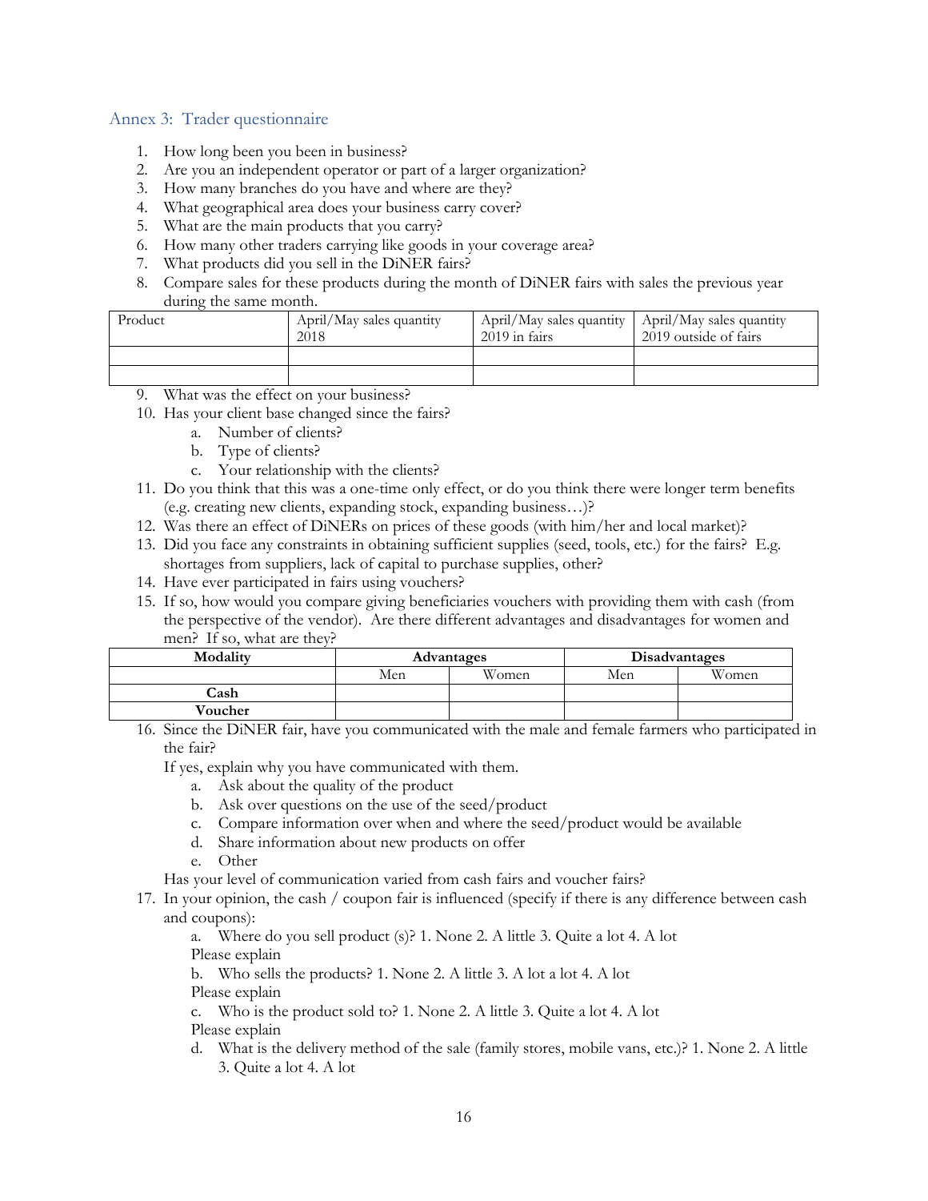## Annex 3: Trader questionnaire

1. How long been you been in business?
2. Are you an independent operator or part of a larger organization?
3. How many branches do you have and where are they?
4. What geographical area does your business carry cover?
5. What are the main products that you carry?
6. How many other traders carrying like goods in your coverage area?
7. What products did you sell in the DiNER fairs?
8. Compare sales for these products during the month of DiNER fairs with sales the previous year during the same month.

| Product | April/May sales quantity 2018 | April/May sales quantity 2019 in fairs | April/May sales quantity 2019 outside of fairs |
|---|---|---|---|
| | | | |
| | | | |

9. What was the effect on your business?
10. Has your client base changed since the fairs?
    a. Number of clients?
    b. Type of clients?
    c. Your relationship with the clients?
11. Do you think that this was a one-time only effect, or do you think there were longer term benefits (e.g. creating new clients, expanding stock, expanding business…)?
12. Was there an effect of DiNERs on prices of these goods (with him/her and local market)?
13. Did you face any constraints in obtaining sufficient supplies (seed, tools, etc.) for the fairs? E.g. shortages from suppliers, lack of capital to purchase supplies, other?
14. Have ever participated in fairs using vouchers?
15. If so, how would you compare giving beneficiaries vouchers with providing them with cash (from the perspective of the vendor). Are there different advantages and disadvantages for women and men? If so, what are they?

| Modality | Advantages | | Disadvantages | |
|---|---|---|---|---|
| | Men | Women | Men | Women |
| **Cash** | | | | |
| **Voucher** | | | | |

16. Since the DiNER fair, have you communicated with the male and female farmers who participated in the fair?

    If yes, explain why you have communicated with them.
    a. Ask about the quality of the product
    b. Ask over questions on the use of the seed/product
    c. Compare information over when and where the seed/product would be available
    d. Share information about new products on offer
    e. Other

    Has your level of communication varied from cash fairs and voucher fairs?
17. In your opinion, the cash / coupon fair is influenced (specify if there is any difference between cash and coupons):
    a. Where do you sell product (s)? 1. None 2. A little 3. Quite a lot 4. A lot
    Please explain
    b. Who sells the products? 1. None 2. A little 3. A lot a lot 4. A lot
    Please explain
    c. Who is the product sold to? 1. None 2. A little 3. Quite a lot 4. A lot
    Please explain
    d. What is the delivery method of the sale (family stores, mobile vans, etc.)? 1. None 2. A little 3. Quite a lot 4. A lot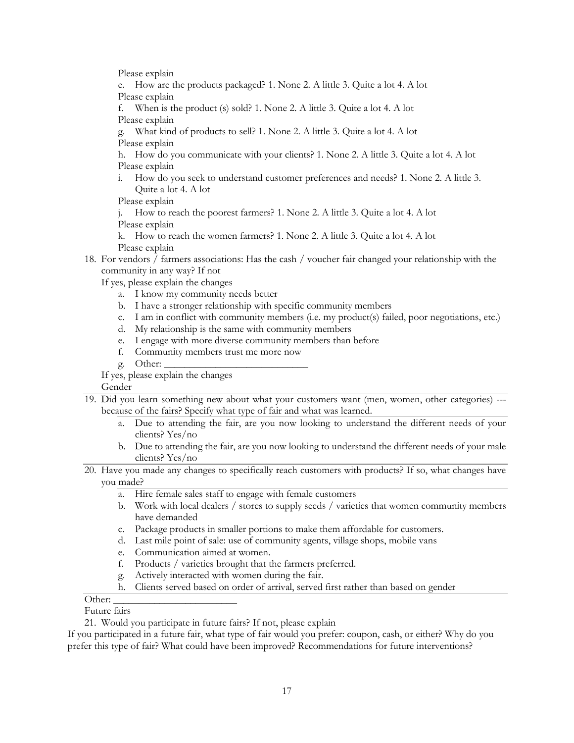Please explain

e. How are the products packaged? 1. None 2. A little 3. Quite a lot 4. A lot

Please explain

f. When is the product (s) sold? 1. None 2. A little 3. Quite a lot 4. A lot

Please explain

g. What kind of products to sell? 1. None 2. A little 3. Quite a lot 4. A lot

Please explain

h. How do you communicate with your clients? 1. None 2. A little 3. Quite a lot 4. A lot

Please explain

i. How do you seek to understand customer preferences and needs? 1. None 2. A little 3. Quite a lot 4. A lot

Please explain

j. How to reach the poorest farmers? 1. None 2. A little 3. Quite a lot 4. A lot

Please explain

k. How to reach the women farmers? 1. None 2. A little 3. Quite a lot 4. A lot

Please explain

18. For vendors / farmers associations: Has the cash / voucher fair changed your relationship with the community in any way? If not

    If yes, please explain the changes

    a. I know my community needs better
    b. I have a stronger relationship with specific community members
    c. I am in conflict with community members (i.e. my product(s) failed, poor negotiations, etc.)
    d. My relationship is the same with community members
    e. I engage with more diverse community members than before
    f. Community members trust me more now
    g. Other: ____________________________

    If yes, please explain the changes

Gender

19. Did you learn something new about what your customers want (men, women, other categories) --- because of the fairs? Specify what type of fair and what was learned.
    a. Due to attending the fair, are you now looking to understand the different needs of your clients? Yes/no
    b. Due to attending the fair, are you now looking to understand the different needs of your male clients? Yes/no
20. Have you made any changes to specifically reach customers with products? If so, what changes have you made?
    a. Hire female sales staff to engage with female customers
    b. Work with local dealers / stores to supply seeds / varieties that women community members have demanded
    c. Package products in smaller portions to make them affordable for customers.
    d. Last mile point of sale: use of community agents, village shops, mobile vans
    e. Communication aimed at women.
    f. Products / varieties brought that the farmers preferred.
    g. Actively interacted with women during the fair.
    h. Clients served based on order of arrival, served first rather than based on gender

Other: ________________________

Future fairs

21. Would you participate in future fairs? If not, please explain

If you participated in a future fair, what type of fair would you prefer: coupon, cash, or either? Why do you prefer this type of fair? What could have been improved? Recommendations for future interventions?